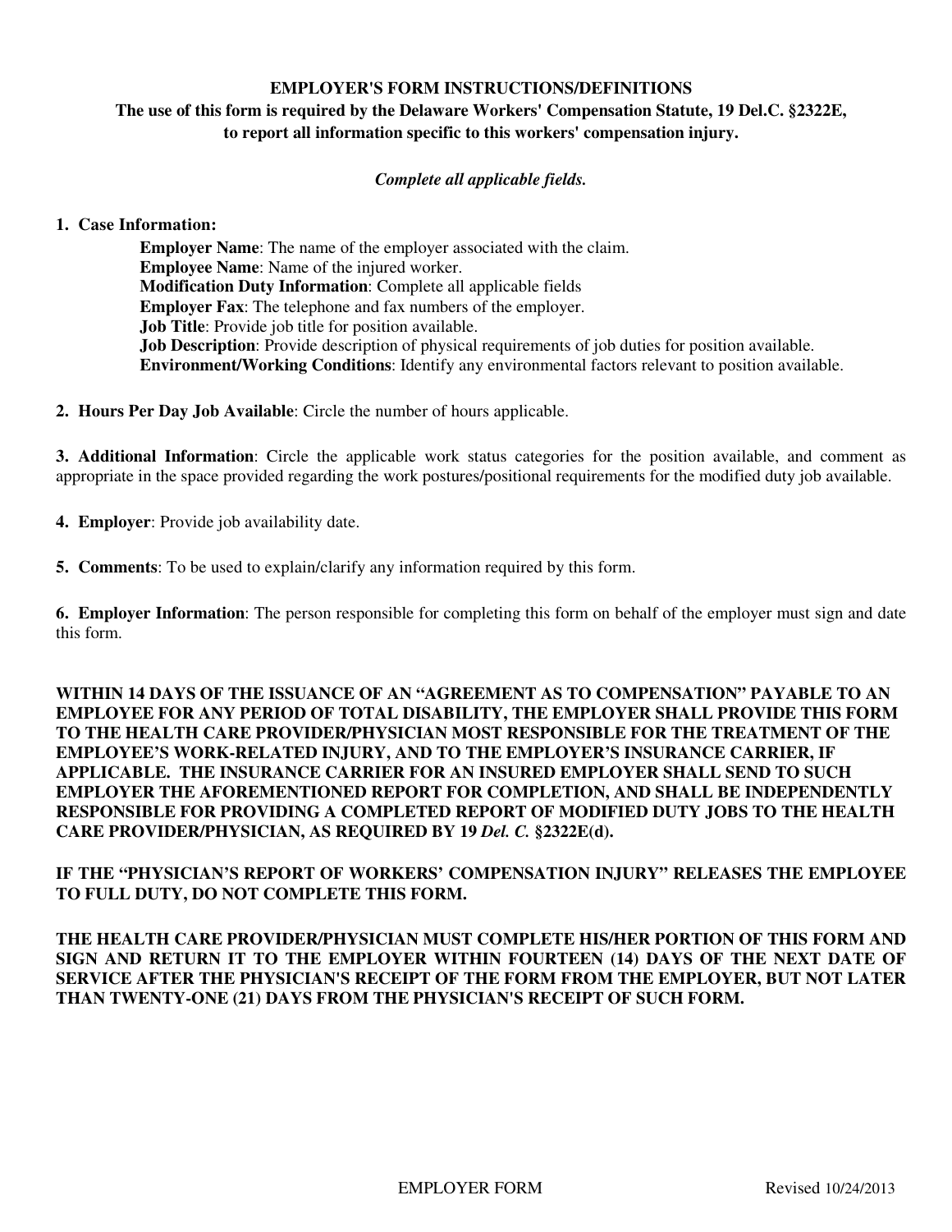**EMPLOYER'S FORM INSTRUCTIONS/DEFINITIONS**

**The use of this form is required by the Delaware Workers' Compensation Statute, 19 Del.C. §2322E, to report all information specific to this workers' compensation injury.**

***Complete all applicable fields.***

**1. Case Information:**

- **Employer Name**: The name of the employer associated with the claim.
- **Employee Name**: Name of the injured worker.
- **Modification Duty Information**: Complete all applicable fields
- **Employer Fax**: The telephone and fax numbers of the employer.
- **Job Title**: Provide job title for position available.
- **Job Description**: Provide description of physical requirements of job duties for position available.
- **Environment/Working Conditions**: Identify any environmental factors relevant to position available.

**2. Hours Per Day Job Available**: Circle the number of hours applicable.

**3. Additional Information**: Circle the applicable work status categories for the position available, and comment as appropriate in the space provided regarding the work postures/positional requirements for the modified duty job available.

**4. Employer**: Provide job availability date.

**5. Comments**: To be used to explain/clarify any information required by this form.

**6. Employer Information**: The person responsible for completing this form on behalf of the employer must sign and date this form.

**WITHIN 14 DAYS OF THE ISSUANCE OF AN "AGREEMENT AS TO COMPENSATION" PAYABLE TO AN EMPLOYEE FOR ANY PERIOD OF TOTAL DISABILITY, THE EMPLOYER SHALL PROVIDE THIS FORM TO THE HEALTH CARE PROVIDER/PHYSICIAN MOST RESPONSIBLE FOR THE TREATMENT OF THE EMPLOYEE'S WORK-RELATED INJURY, AND TO THE EMPLOYER'S INSURANCE CARRIER, IF APPLICABLE. THE INSURANCE CARRIER FOR AN INSURED EMPLOYER SHALL SEND TO SUCH EMPLOYER THE AFOREMENTIONED REPORT FOR COMPLETION, AND SHALL BE INDEPENDENTLY RESPONSIBLE FOR PROVIDING A COMPLETED REPORT OF MODIFIED DUTY JOBS TO THE HEALTH CARE PROVIDER/PHYSICIAN, AS REQUIRED BY 19 *Del. C.* §2322E(d).**

**IF THE "PHYSICIAN'S REPORT OF WORKERS' COMPENSATION INJURY" RELEASES THE EMPLOYEE TO FULL DUTY, DO NOT COMPLETE THIS FORM.**

**THE HEALTH CARE PROVIDER/PHYSICIAN MUST COMPLETE HIS/HER PORTION OF THIS FORM AND SIGN AND RETURN IT TO THE EMPLOYER WITHIN FOURTEEN (14) DAYS OF THE NEXT DATE OF SERVICE AFTER THE PHYSICIAN'S RECEIPT OF THE FORM FROM THE EMPLOYER, BUT NOT LATER THAN TWENTY-ONE (21) DAYS FROM THE PHYSICIAN'S RECEIPT OF SUCH FORM.**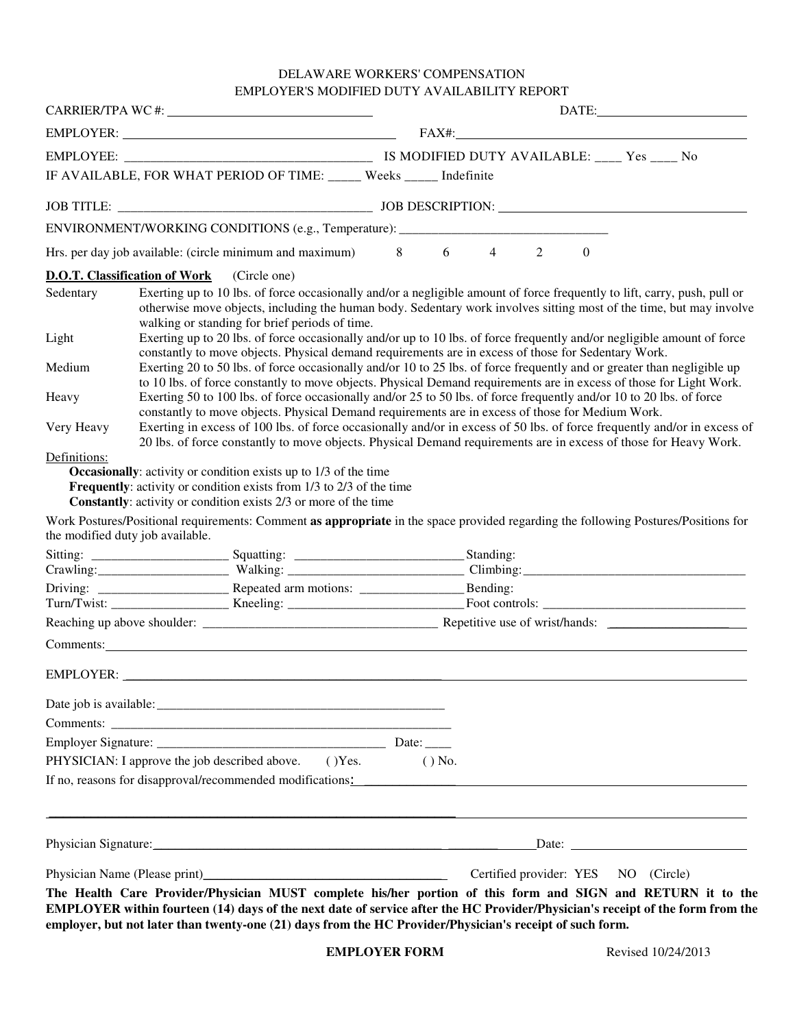DELAWARE WORKERS' COMPENSATION

EMPLOYER'S MODIFIED DUTY AVAILABILITY REPORT

CARRIER/TPA WC #: ______________________________ DATE: ______________________

EMPLOYER: ________________________________________ FAX#: ________________________________________

EMPLOYEE: ______________________________________ IS MODIFIED DUTY AVAILABLE: ____ Yes ____ No

IF AVAILABLE, FOR WHAT PERIOD OF TIME: _____ Weeks _____ Indefinite

JOB TITLE: ______________________________________ JOB DESCRIPTION: ______________________________________

ENVIRONMENT/WORKING CONDITIONS (e.g., Temperature): ________________________________

Hrs. per day job available: (circle minimum and maximum) 8 6 4 2 0

**D.O.T. Classification of Work** (Circle one)

| | |
|---|---|
| Sedentary | Exerting up to 10 lbs. of force occasionally and/or a negligible amount of force frequently to lift, carry, push, pull or otherwise move objects, including the human body. Sedentary work involves sitting most of the time, but may involve walking or standing for brief periods of time. |
| Light | Exerting up to 20 lbs. of force occasionally and/or up to 10 lbs. of force frequently and/or negligible amount of force constantly to move objects. Physical demand requirements are in excess of those for Sedentary Work. |
| Medium | Exerting 20 to 50 lbs. of force occasionally and/or 10 to 25 lbs. of force frequently and or greater than negligible up to 10 lbs. of force constantly to move objects. Physical Demand requirements are in excess of those for Light Work. |
| Heavy | Exerting 50 to 100 lbs. of force occasionally and/or 25 to 50 lbs. of force frequently and/or 10 to 20 lbs. of force constantly to move objects. Physical Demand requirements are in excess of those for Medium Work. |
| Very Heavy | Exerting in excess of 100 lbs. of force occasionally and/or in excess of 50 lbs. of force frequently and/or in excess of 20 lbs. of force constantly to move objects. Physical Demand requirements are in excess of those for Heavy Work. |

Definitions:

**Occasionally**: activity or condition exists up to 1/3 of the time

**Frequently**: activity or condition exists from 1/3 to 2/3 of the time

**Constantly**: activity or condition exists 2/3 or more of the time

Work Postures/Positional requirements: Comment **as appropriate** in the space provided regarding the following Postures/Positions for the modified duty job available.

Sitting: ____________________ Squatting: ________________________ Standing: ____________________

Crawling: ____________________ Walking: __________________________ Climbing: __________________________________

Driving: ___________________ Repeated arm motions: _______________ Bending: ____________________

Turn/Twist: _________________ Kneeling: __________________________ Foot controls: ______________________________

Reaching up above shoulder: ___________________________________ Repetitive use of wrist/hands: ____________________

Comments: ____________________________________________________________________________________________

EMPLOYER: ____________________________________________________________________________________________

Date job is available: ____________________________________________

Comments: ______________________________________________________

Employer Signature: __________________________________ Date: ____

PHYSICIAN: I approve the job described above. ( )Yes. ( ) No.

If no, reasons for disapproval/recommended modifications: ____________________________________________________________

______________________________________________________________________________________________________

Physician Signature: ________________________________________________ Date: ______________________

Physician Name (Please print) ____________________________________ Certified provider: YES NO (Circle)

**The Health Care Provider/Physician MUST complete his/her portion of this form and SIGN and RETURN it to the EMPLOYER within fourteen (14) days of the next date of service after the HC Provider/Physician's receipt of the form from the employer, but not later than twenty-one (21) days from the HC Provider/Physician's receipt of such form.**

**EMPLOYER FORM** Revised 10/24/2013